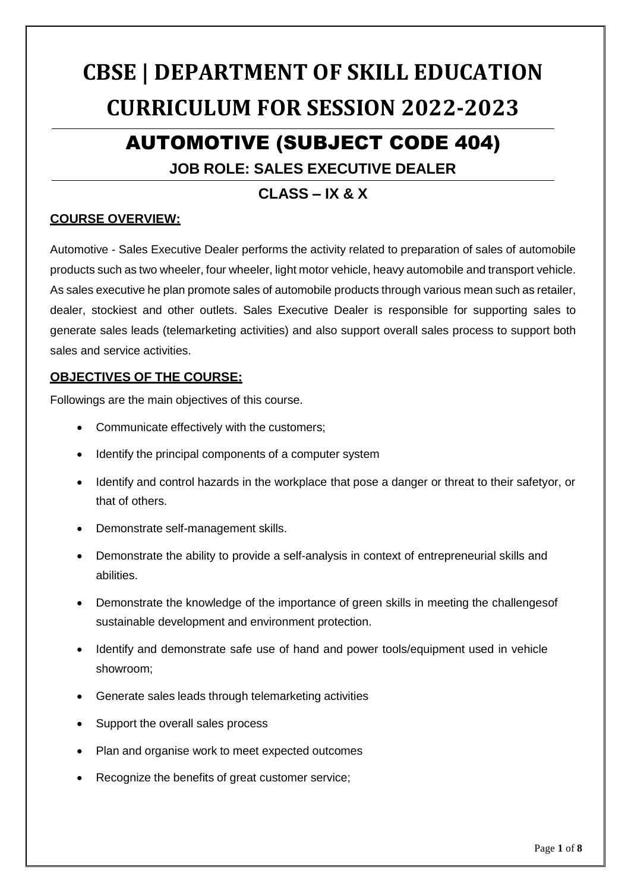# CBSE | DEPARTMENT OF SKILL EDUCATION CURRICULUM FOR SESSION 2022-2023

## AUTOMOTIVE (SUBJECT CODE 404)

### JOB ROLE: SALES EXECUTIVE DEALER

### CLASS – IX & X

**COURSE OVERVIEW:**

Automotive - Sales Executive Dealer performs the activity related to preparation of sales of automobile products such as two wheeler, four wheeler, light motor vehicle, heavy automobile and transport vehicle. As sales executive he plan promote sales of automobile products through various mean such as retailer, dealer, stockiest and other outlets. Sales Executive Dealer is responsible for supporting sales to generate sales leads (telemarketing activities) and also support overall sales process to support both sales and service activities.

**OBJECTIVES OF THE COURSE:**

Followings are the main objectives of this course.

- Communicate effectively with the customers;
- Identify the principal components of a computer system
- Identify and control hazards in the workplace that pose a danger or threat to their safetyor, or that of others.
- Demonstrate self-management skills.
- Demonstrate the ability to provide a self-analysis in context of entrepreneurial skills and abilities.
- Demonstrate the knowledge of the importance of green skills in meeting the challengesof sustainable development and environment protection.
- Identify and demonstrate safe use of hand and power tools/equipment used in vehicle showroom;
- Generate sales leads through telemarketing activities
- Support the overall sales process
- Plan and organise work to meet expected outcomes
- Recognize the benefits of great customer service;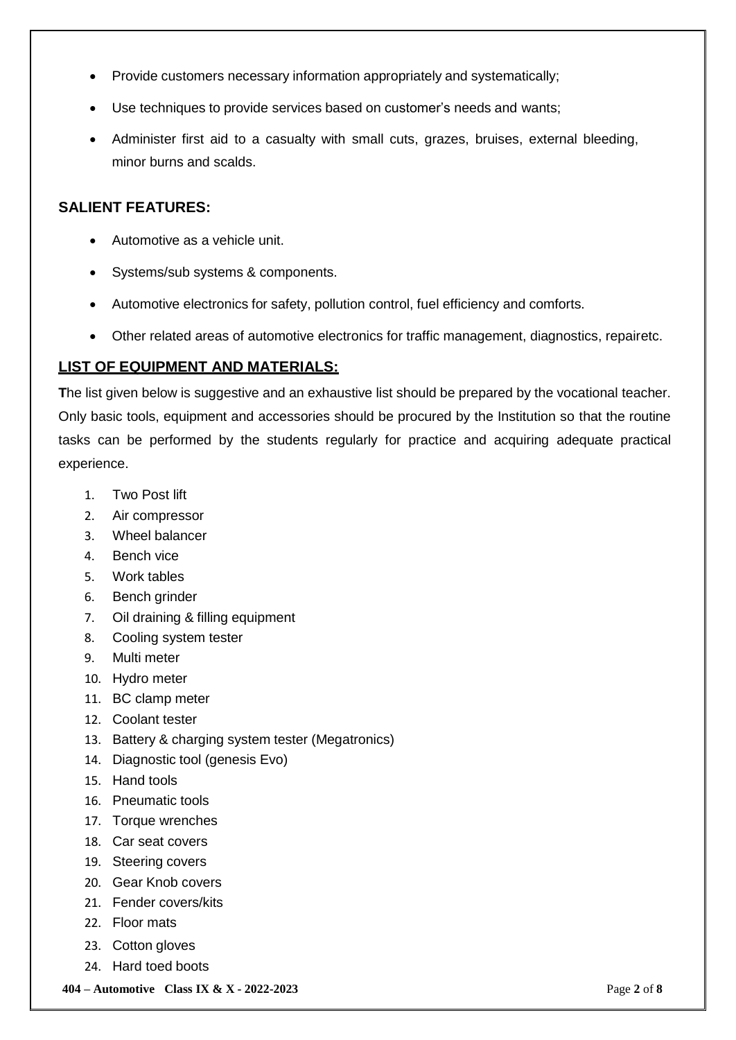- Provide customers necessary information appropriately and systematically;
- Use techniques to provide services based on customer's needs and wants;
- Administer first aid to a casualty with small cuts, grazes, bruises, external bleeding, minor burns and scalds.

## SALIENT FEATURES:

- Automotive as a vehicle unit.
- Systems/sub systems & components.
- Automotive electronics for safety, pollution control, fuel efficiency and comforts.
- Other related areas of automotive electronics for traffic management, diagnostics, repairetc.

## LIST OF EQUIPMENT AND MATERIALS:

**T**he list given below is suggestive and an exhaustive list should be prepared by the vocational teacher. Only basic tools, equipment and accessories should be procured by the Institution so that the routine tasks can be performed by the students regularly for practice and acquiring adequate practical experience.

1. Two Post lift
2. Air compressor
3. Wheel balancer
4. Bench vice
5. Work tables
6. Bench grinder
7. Oil draining & filling equipment
8. Cooling system tester
9. Multi meter
10. Hydro meter
11. BC clamp meter
12. Coolant tester
13. Battery & charging system tester (Megatronics)
14. Diagnostic tool (genesis Evo)
15. Hand tools
16. Pneumatic tools
17. Torque wrenches
18. Car seat covers
19. Steering covers
20. Gear Knob covers
21. Fender covers/kits
22. Floor mats
23. Cotton gloves
24. Hard toed boots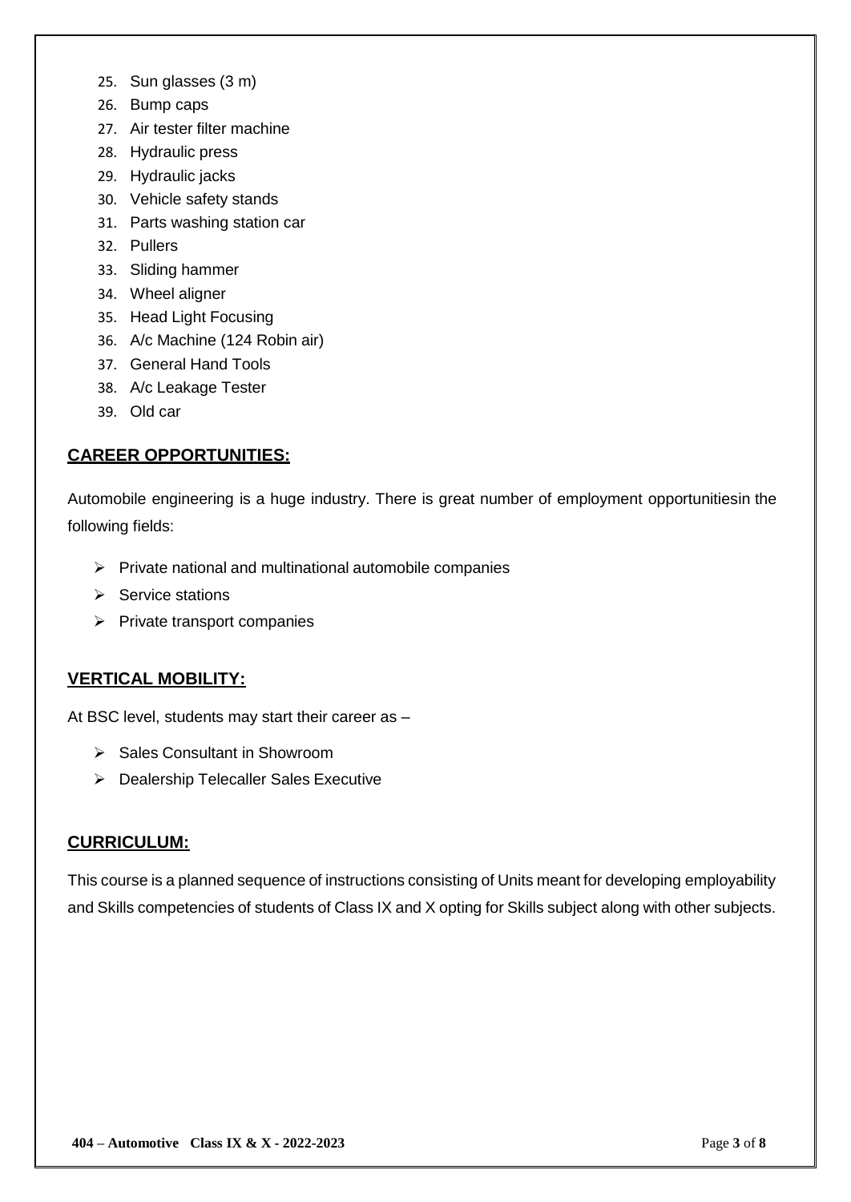25. Sun glasses (3 m)
26. Bump caps
27. Air tester filter machine
28. Hydraulic press
29. Hydraulic jacks
30. Vehicle safety stands
31. Parts washing station car
32. Pullers
33. Sliding hammer
34. Wheel aligner
35. Head Light Focusing
36. A/c Machine (124 Robin air)
37. General Hand Tools
38. A/c Leakage Tester
39. Old car

## CAREER OPPORTUNITIES:

Automobile engineering is a huge industry. There is great number of employment opportunitiesin the following fields:

- Private national and multinational automobile companies
- Service stations
- Private transport companies

## VERTICAL MOBILITY:

At BSC level, students may start their career as –

- Sales Consultant in Showroom
- Dealership Telecaller Sales Executive

## CURRICULUM:

This course is a planned sequence of instructions consisting of Units meant for developing employability and Skills competencies of students of Class IX and X opting for Skills subject along with other subjects.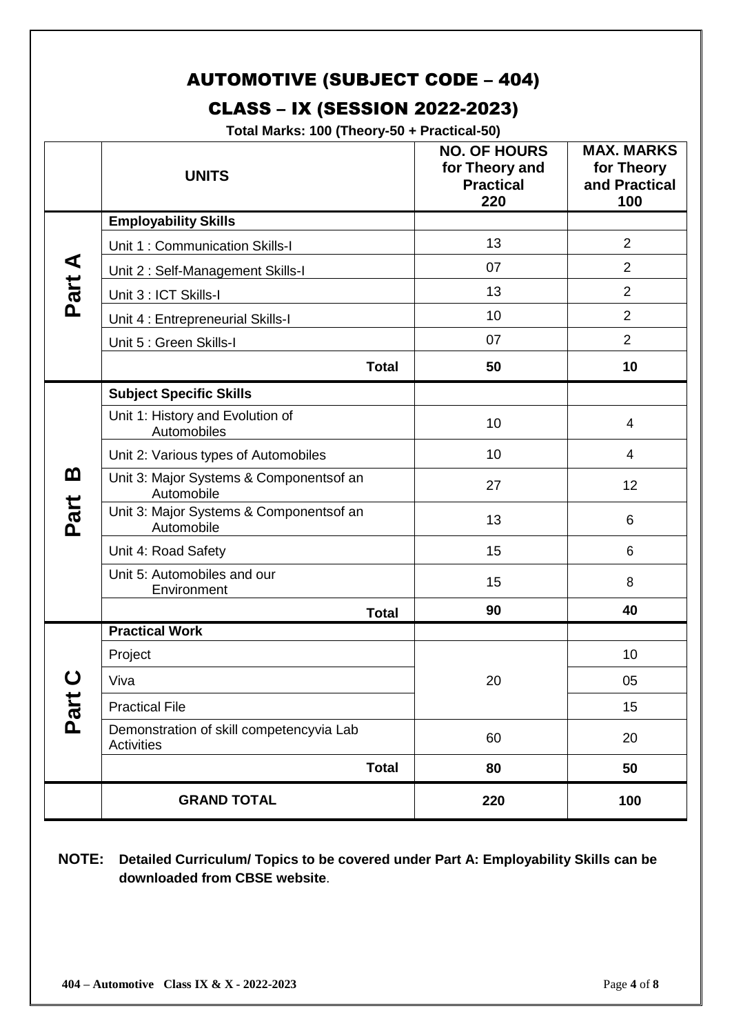# AUTOMOTIVE (SUBJECT CODE – 404)

## CLASS – IX (SESSION 2022-2023)

**Total Marks: 100 (Theory-50 + Practical-50)**

| | UNITS | NO. OF HOURS for Theory and Practical 220 | MAX. MARKS for Theory and Practical 100 |
|---|---|---|---|
| Part A | **Employability Skills** | | |
| | Unit 1 : Communication Skills-I | 13 | 2 |
| | Unit 2 : Self-Management Skills-I | 07 | 2 |
| | Unit 3 : ICT Skills-I | 13 | 2 |
| | Unit 4 : Entrepreneurial Skills-I | 10 | 2 |
| | Unit 5 : Green Skills-I | 07 | 2 |
| | **Total** | **50** | **10** |
| Part B | **Subject Specific Skills** | | |
| | Unit 1: History and Evolution of Automobiles | 10 | 4 |
| | Unit 2: Various types of Automobiles | 10 | 4 |
| | Unit 3: Major Systems & Componentsof an Automobile | 27 | 12 |
| | Unit 3: Major Systems & Componentsof an Automobile | 13 | 6 |
| | Unit 4: Road Safety | 15 | 6 |
| | Unit 5: Automobiles and our Environment | 15 | 8 |
| | **Total** | **90** | **40** |
| Part C | **Practical Work** | | |
| | Project | 20 | 10 |
| | Viva | | 05 |
| | Practical File | | 15 |
| | Demonstration of skill competencyvia Lab Activities | 60 | 20 |
| | **Total** | **80** | **50** |
| | **GRAND TOTAL** | **220** | **100** |

**NOTE: Detailed Curriculum/ Topics to be covered under Part A: Employability Skills can be downloaded from CBSE website**.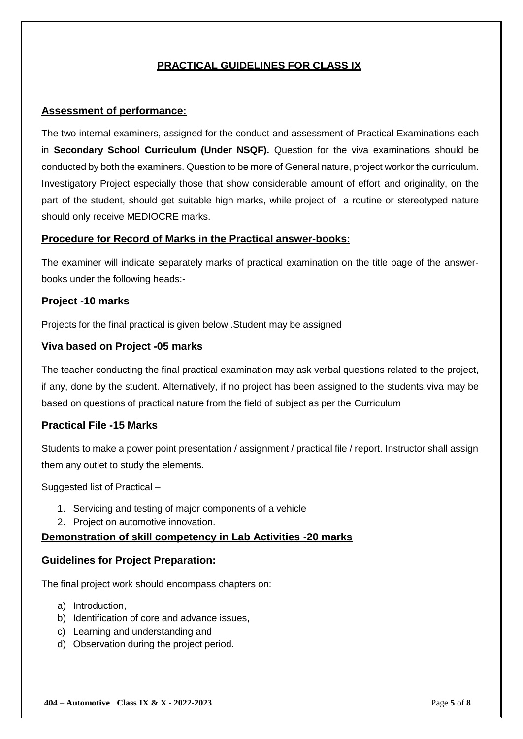## PRACTICAL GUIDELINES FOR CLASS IX

### Assessment of performance:

The two internal examiners, assigned for the conduct and assessment of Practical Examinations each in **Secondary School Curriculum (Under NSQF).** Question for the viva examinations should be conducted by both the examiners. Question to be more of General nature, project workor the curriculum. Investigatory Project especially those that show considerable amount of effort and originality, on the part of the student, should get suitable high marks, while project of a routine or stereotyped nature should only receive MEDIOCRE marks.

### Procedure for Record of Marks in the Practical answer-books:

The examiner will indicate separately marks of practical examination on the title page of the answer-books under the following heads:-

### Project -10 marks

Projects for the final practical is given below .Student may be assigned

### Viva based on Project -05 marks

The teacher conducting the final practical examination may ask verbal questions related to the project, if any, done by the student. Alternatively, if no project has been assigned to the students,viva may be based on questions of practical nature from the field of subject as per the Curriculum

### Practical File -15 Marks

Students to make a power point presentation / assignment / practical file / report. Instructor shall assign them any outlet to study the elements.

Suggested list of Practical –

1. Servicing and testing of major components of a vehicle
2. Project on automotive innovation.

### Demonstration of skill competency in Lab Activities -20 marks

### Guidelines for Project Preparation:

The final project work should encompass chapters on:

a) Introduction,
b) Identification of core and advance issues,
c) Learning and understanding and
d) Observation during the project period.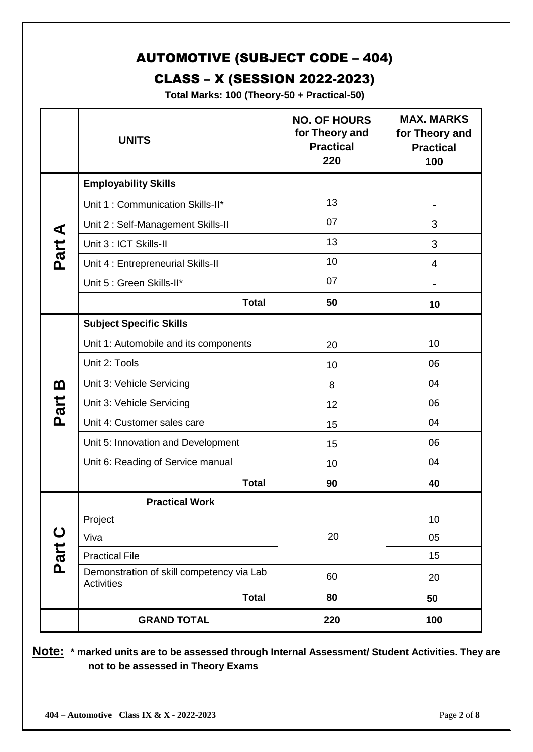# AUTOMOTIVE (SUBJECT CODE – 404)

## CLASS – X (SESSION 2022-2023)

**Total Marks: 100 (Theory-50 + Practical-50)**

| | UNITS | NO. OF HOURS for Theory and Practical 220 | MAX. MARKS for Theory and Practical 100 |
|---|---|---|---|
| Part A | **Employability Skills** | | |
| | Unit 1 : Communication Skills-II* | 13 | - |
| | Unit 2 : Self-Management Skills-II | 07 | 3 |
| | Unit 3 : ICT Skills-II | 13 | 3 |
| | Unit 4 : Entrepreneurial Skills-II | 10 | 4 |
| | Unit 5 : Green Skills-II* | 07 | - |
| | **Total** | **50** | **10** |
| Part B | **Subject Specific Skills** | | |
| | Unit 1: Automobile and its components | 20 | 10 |
| | Unit 2: Tools | 10 | 06 |
| | Unit 3: Vehicle Servicing | 8 | 04 |
| | Unit 3: Vehicle Servicing | 12 | 06 |
| | Unit 4: Customer sales care | 15 | 04 |
| | Unit 5: Innovation and Development | 15 | 06 |
| | Unit 6: Reading of Service manual | 10 | 04 |
| | **Total** | **90** | **40** |
| Part C | **Practical Work** | | |
| | Project | 20 | 10 |
| | Viva | | 05 |
| | Practical File | | 15 |
| | Demonstration of skill competency via Lab Activities | 60 | 20 |
| | **Total** | **80** | **50** |
| | **GRAND TOTAL** | **220** | **100** |

**Note: * marked units are to be assessed through Internal Assessment/ Student Activities. They are not to be assessed in Theory Exams**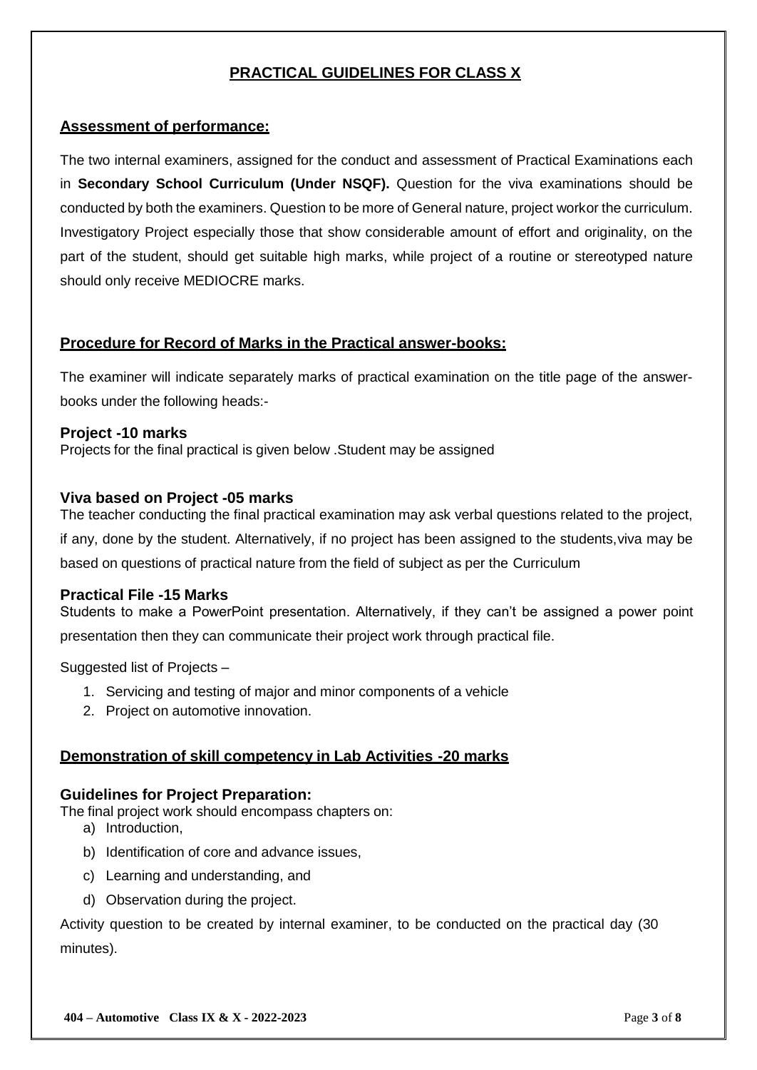# PRACTICAL GUIDELINES FOR CLASS X

## Assessment of performance:

The two internal examiners, assigned for the conduct and assessment of Practical Examinations each in **Secondary School Curriculum (Under NSQF).** Question for the viva examinations should be conducted by both the examiners. Question to be more of General nature, project workor the curriculum. Investigatory Project especially those that show considerable amount of effort and originality, on the part of the student, should get suitable high marks, while project of a routine or stereotyped nature should only receive MEDIOCRE marks.

## Procedure for Record of Marks in the Practical answer-books:

The examiner will indicate separately marks of practical examination on the title page of the answer-books under the following heads:-

### Project -10 marks

Projects for the final practical is given below .Student may be assigned

### Viva based on Project -05 marks

The teacher conducting the final practical examination may ask verbal questions related to the project, if any, done by the student. Alternatively, if no project has been assigned to the students,viva may be based on questions of practical nature from the field of subject as per the Curriculum

### Practical File -15 Marks

Students to make a PowerPoint presentation. Alternatively, if they can't be assigned a power point presentation then they can communicate their project work through practical file.

Suggested list of Projects –

1. Servicing and testing of major and minor components of a vehicle
2. Project on automotive innovation.

## Demonstration of skill competency in Lab Activities -20 marks

### Guidelines for Project Preparation:

The final project work should encompass chapters on:

a) Introduction,
b) Identification of core and advance issues,
c) Learning and understanding, and
d) Observation during the project.

Activity question to be created by internal examiner, to be conducted on the practical day (30 minutes).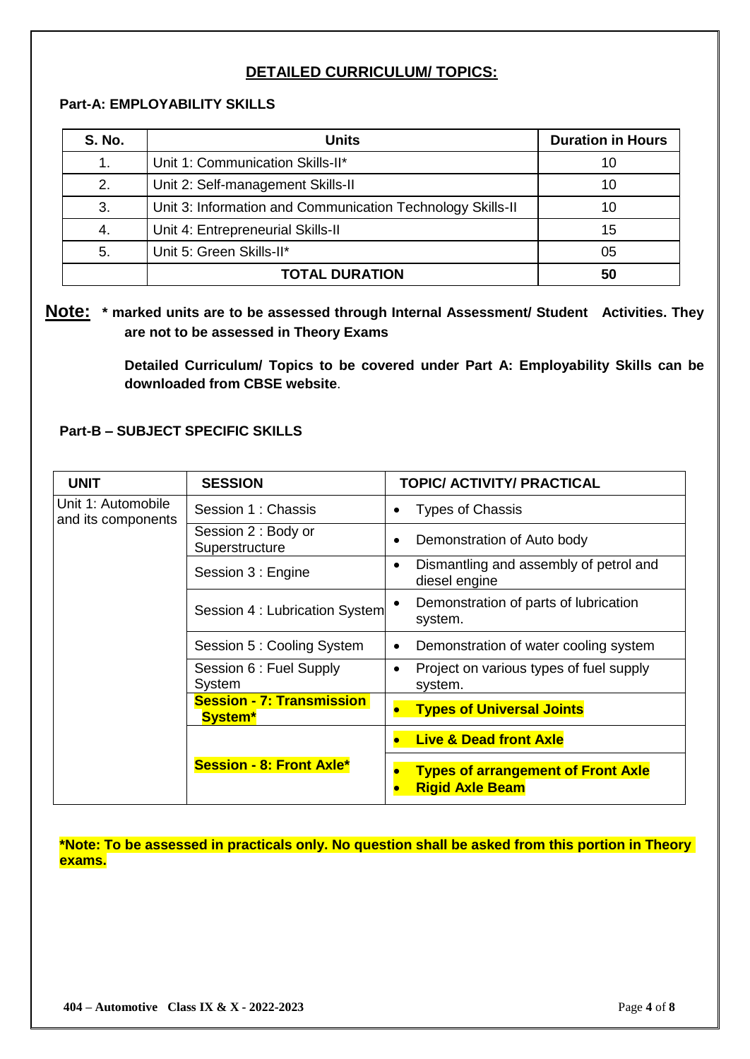## DETAILED CURRICULUM/ TOPICS:

**Part-A: EMPLOYABILITY SKILLS**

| S. No. | Units | Duration in Hours |
|---|---|---|
| 1. | Unit 1: Communication Skills-II* | 10 |
| 2. | Unit 2: Self-management Skills-II | 10 |
| 3. | Unit 3: Information and Communication Technology Skills-II | 10 |
| 4. | Unit 4: Entrepreneurial Skills-II | 15 |
| 5. | Unit 5: Green Skills-II* | 05 |
| | **TOTAL DURATION** | **50** |

**Note: * marked units are to be assessed through Internal Assessment/ Student Activities. They are not to be assessed in Theory Exams**

**Detailed Curriculum/ Topics to be covered under Part A: Employability Skills can be downloaded from CBSE website**.

**Part-B – SUBJECT SPECIFIC SKILLS**

| UNIT | SESSION | TOPIC/ ACTIVITY/ PRACTICAL |
|---|---|---|
| Unit 1: Automobile and its components | Session 1 : Chassis | • Types of Chassis |
| | Session 2 : Body or Superstructure | • Demonstration of Auto body |
| | Session 3 : Engine | • Dismantling and assembly of petrol and diesel engine |
| | Session 4 : Lubrication System | • Demonstration of parts of lubrication system. |
| | Session 5 : Cooling System | • Demonstration of water cooling system |
| | Session 6 : Fuel Supply System | • Project on various types of fuel supply system. |
| | **Session - 7: Transmission System*** | • **Types of Universal Joints** |
| | **Session - 8: Front Axle*** | • **Live & Dead front Axle** |
| | | • **Types of arrangement of Front Axle** <br> • **Rigid Axle Beam** |

**\*Note: To be assessed in practicals only. No question shall be asked from this portion in Theory exams.**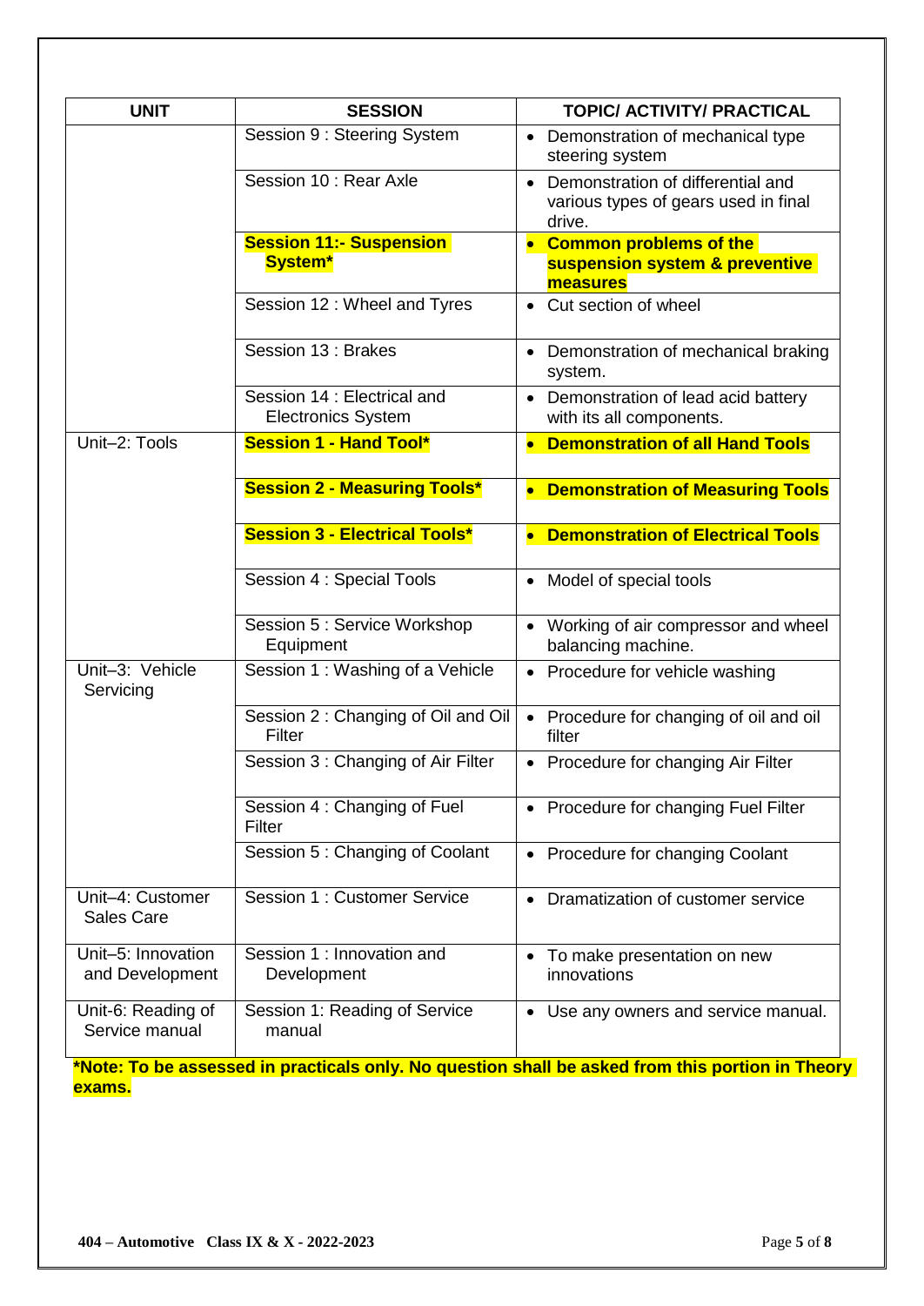| UNIT | SESSION | TOPIC/ ACTIVITY/ PRACTICAL |
|---|---|---|
| | Session 9 : Steering System | • Demonstration of mechanical type steering system |
| | Session 10 : Rear Axle | • Demonstration of differential and various types of gears used in final drive. |
| | **Session 11:- Suspension System*** | • **Common problems of the suspension system & preventive measures** |
| | Session 12 : Wheel and Tyres | • Cut section of wheel |
| | Session 13 : Brakes | • Demonstration of mechanical braking system. |
| | Session 14 : Electrical and Electronics System | • Demonstration of lead acid battery with its all components. |
| Unit–2: Tools | **Session 1 - Hand Tool*** | • **Demonstration of all Hand Tools** |
| | **Session 2 - Measuring Tools*** | • **Demonstration of Measuring Tools** |
| | **Session 3 - Electrical Tools*** | • **Demonstration of Electrical Tools** |
| | Session 4 : Special Tools | • Model of special tools |
| | Session 5 : Service Workshop Equipment | • Working of air compressor and wheel balancing machine. |
| Unit–3: Vehicle Servicing | Session 1 : Washing of a Vehicle | • Procedure for vehicle washing |
| | Session 2 : Changing of Oil and Oil Filter | • Procedure for changing of oil and oil filter |
| | Session 3 : Changing of Air Filter | • Procedure for changing Air Filter |
| | Session 4 : Changing of Fuel Filter | • Procedure for changing Fuel Filter |
| | Session 5 : Changing of Coolant | • Procedure for changing Coolant |
| Unit–4: Customer Sales Care | Session 1 : Customer Service | • Dramatization of customer service |
| Unit–5: Innovation and Development | Session 1 : Innovation and Development | • To make presentation on new innovations |
| Unit-6: Reading of Service manual | Session 1: Reading of Service manual | • Use any owners and service manual. |

**\*Note: To be assessed in practicals only. No question shall be asked from this portion in Theory exams.**